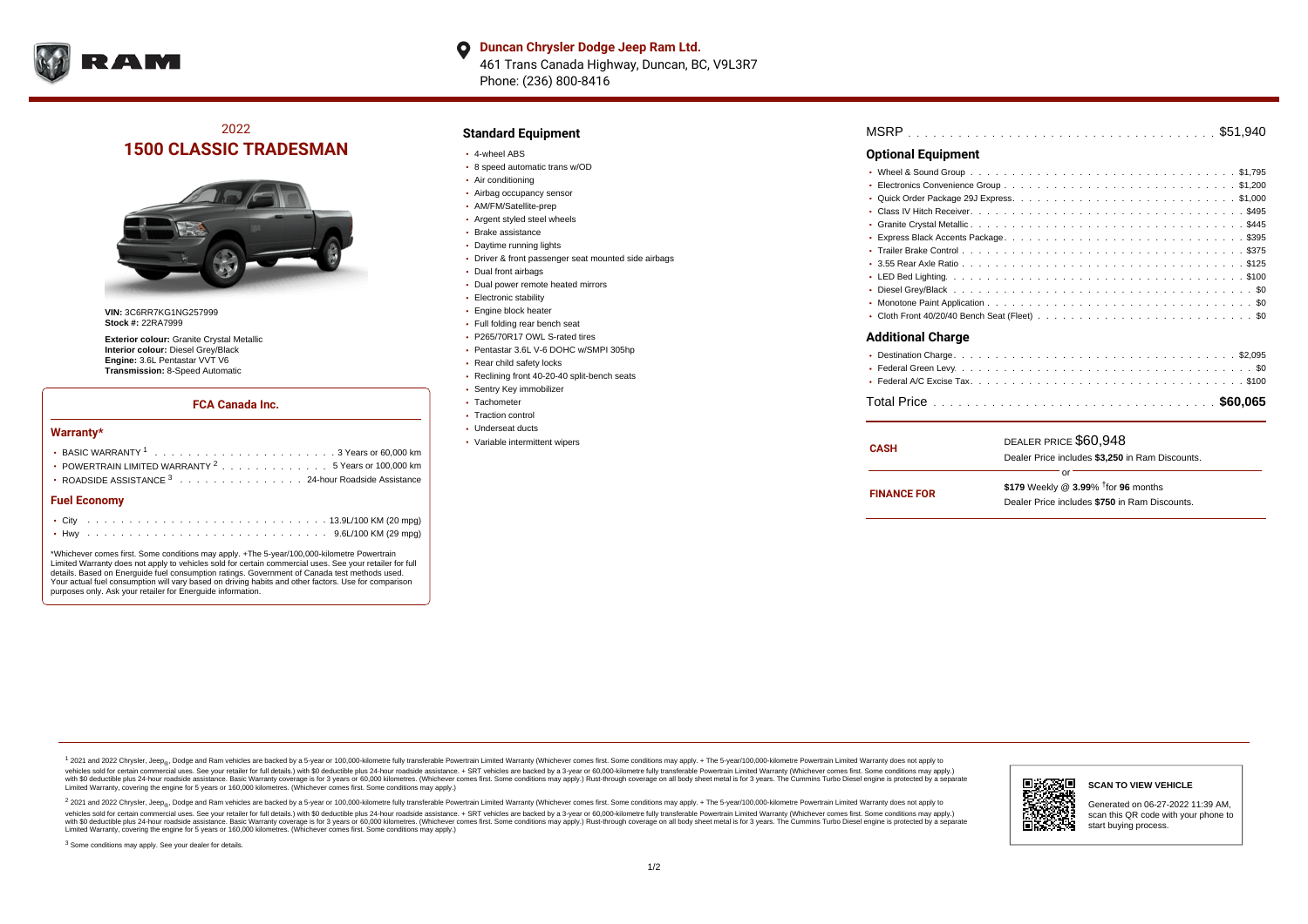**Duncan Chrysler Dodge Jeep Ram Ltd.**
461 Trans Canada Highway, Duncan, BC, V9L3R7
Phone: (236) 800-8416

# 2022
# 1500 CLASSIC TRADESMAN

**VIN:** 3C6RR7KG1NG257999
**Stock #:** 22RA7999

**Exterior colour:** Granite Crystal Metallic
**Interior colour:** Diesel Grey/Black
**Engine:** 3.6L Pentastar VVT V6
**Transmission:** 8-Speed Automatic

### FCA Canada Inc.

### Warranty*

- BASIC WARRANTY [1] . . . . . . . . . . 3 Years or 60,000 km
- POWERTRAIN LIMITED WARRANTY [2] . . . . . . . . . . 5 Years or 100,000 km
- ROADSIDE ASSISTANCE [3] . . . . . . . . . . 24-hour Roadside Assistance

### Fuel Economy

- City . . . . . . . . . . 13.9L/100 KM (20 mpg)
- Hwy . . . . . . . . . . 9.6L/100 KM (29 mpg)

*Whichever comes first. Some conditions may apply. +The 5-year/100,000-kilometre Powertrain Limited Warranty does not apply to vehicles sold for certain commercial uses. See your retailer for full details. Based on Energuide fuel consumption ratings. Government of Canada test methods used. Your actual fuel consumption will vary based on driving habits and other factors. Use for comparison purposes only. Ask your retailer for Energuide information.

## Standard Equipment

- 4-wheel ABS
- 8 speed automatic trans w/OD
- Air conditioning
- Airbag occupancy sensor
- AM/FM/Satellite-prep
- Argent styled steel wheels
- Brake assistance
- Daytime running lights
- Driver & front passenger seat mounted side airbags
- Dual front airbags
- Dual power remote heated mirrors
- Electronic stability
- Engine block heater
- Full folding rear bench seat
- P265/70R17 OWL S-rated tires
- Pentastar 3.6L V-6 DOHC w/SMPI 305hp
- Rear child safety locks
- Reclining front 40-20-40 split-bench seats
- Sentry Key immobilizer
- Tachometer
- Traction control
- Underseat ducts
- Variable intermittent wipers

MSRP . . . . . . . . . . $51,940

## Optional Equipment

- Wheel & Sound Group . . . . . . . . . . $1,795
- Electronics Convenience Group . . . . . . . . . . $1,200
- Quick Order Package 29J Express . . . . . . . . . . $1,000
- Class IV Hitch Receiver . . . . . . . . . . $495
- Granite Crystal Metallic . . . . . . . . . . $445
- Express Black Accents Package . . . . . . . . . . $395
- Trailer Brake Control . . . . . . . . . . $375
- 3.55 Rear Axle Ratio . . . . . . . . . . $125
- LED Bed Lighting . . . . . . . . . . $100
- Diesel Grey/Black . . . . . . . . . . $0
- Monotone Paint Application . . . . . . . . . . $0
- Cloth Front 40/20/40 Bench Seat (Fleet) . . . . . . . . . . $0

## Additional Charge

- Destination Charge . . . . . . . . . . $2,095
- Federal Green Levy . . . . . . . . . . $0
- Federal A/C Excise Tax . . . . . . . . . . $100

Total Price . . . . . . . . . . **$60,065**

| | |
|---|---|
| **CASH** | DEALER PRICE $60,948<br>Dealer Price includes **$3,250** in Ram Discounts. |
| | or |
| **FINANCE FOR** | **$179** Weekly @ **3.99**% †for **96** months<br>Dealer Price includes **$750** in Ram Discounts. |

[1] 2021 and 2022 Chrysler, Jeep®, Dodge and Ram vehicles are backed by a 5-year or 100,000-kilometre fully transferable Powertrain Limited Warranty (Whichever comes first. Some conditions may apply. + The 5-year/100,000-kilometre Powertrain Limited Warranty does not apply to vehicles sold for certain commercial uses. See your retailer for full details.) with $0 deductible plus 24-hour roadside assistance. + SRT vehicles are backed by a 3-year or 60,000-kilometre fully transferable Powertrain Limited Warranty (Whichever comes first. Some conditions may apply.) with $0 deductible plus 24-hour roadside assistance. Basic Warranty coverage is for 3 years or 60,000 kilometres. (Whichever comes first. Some conditions may apply.) Rust-through coverage on all body sheet metal is for 3 years. The Cummins Turbo Diesel engine is protected by a separate Limited Warranty, covering the engine for 5 years or 160,000 kilometres. (Whichever comes first. Some conditions may apply.)

[2] 2021 and 2022 Chrysler, Jeep®, Dodge and Ram vehicles are backed by a 5-year or 100,000-kilometre fully transferable Powertrain Limited Warranty (Whichever comes first. Some conditions may apply. + The 5-year/100,000-kilometre Powertrain Limited Warranty does not apply to vehicles sold for certain commercial uses. See your retailer for full details.) with $0 deductible plus 24-hour roadside assistance. + SRT vehicles are backed by a 3-year or 60,000-kilometre fully transferable Powertrain Limited Warranty (Whichever comes first. Some conditions may apply.) with $0 deductible plus 24-hour roadside assistance. Basic Warranty coverage is for 3 years or 60,000 kilometres. (Whichever comes first. Some conditions may apply.) Rust-through coverage on all body sheet metal is for 3 years. The Cummins Turbo Diesel engine is protected by a separate Limited Warranty, covering the engine for 5 years or 160,000 kilometres. (Whichever comes first. Some conditions may apply.)

[3] Some conditions may apply. See your dealer for details.

**SCAN TO VIEW VEHICLE**

Generated on 06-27-2022 11:39 AM, scan this QR code with your phone to start buying process.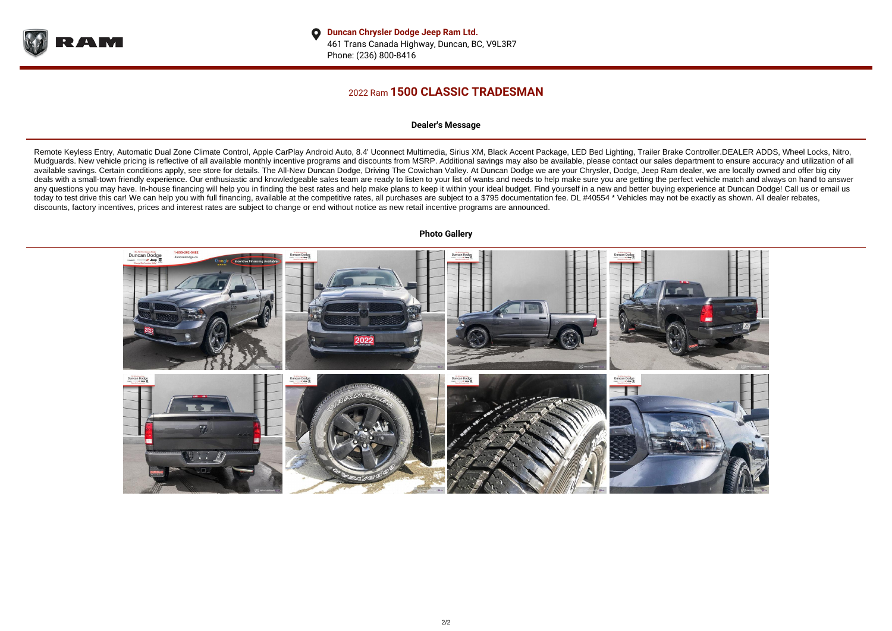**Duncan Chrysler Dodge Jeep Ram Ltd.**
461 Trans Canada Highway, Duncan, BC, V9L3R7
Phone: (236) 800-8416

# 2022 Ram **1500 CLASSIC TRADESMAN**

## Dealer's Message

Remote Keyless Entry, Automatic Dual Zone Climate Control, Apple CarPlay Android Auto, 8.4' Uconnect Multimedia, Sirius XM, Black Accent Package, LED Bed Lighting, Trailer Brake Controller.DEALER ADDS, Wheel Locks, Nitro, Mudguards. New vehicle pricing is reflective of all available monthly incentive programs and discounts from MSRP. Additional savings may also be available, please contact our sales department to ensure accuracy and utilization of all available savings. Certain conditions apply, see store for details. The All-New Duncan Dodge, Driving The Cowichan Valley. At Duncan Dodge we are your Chrysler, Dodge, Jeep Ram dealer, we are locally owned and offer big city deals with a small-town friendly experience. Our enthusiastic and knowledgeable sales team are ready to listen to your list of wants and needs to help make sure you are getting the perfect vehicle match and always on hand to answer any questions you may have. In-house financing will help you in finding the best rates and help make plans to keep it within your ideal budget. Find yourself in a new and better buying experience at Duncan Dodge! Call us or email us today to test drive this car! We can help you with full financing, available at the competitive rates, all purchases are subject to a $795 documentation fee. DL #40554 * Vehicles may not be exactly as shown. All dealer rebates, discounts, factory incentives, prices and interest rates are subject to change or end without notice as new retail incentive programs are announced.

## Photo Gallery